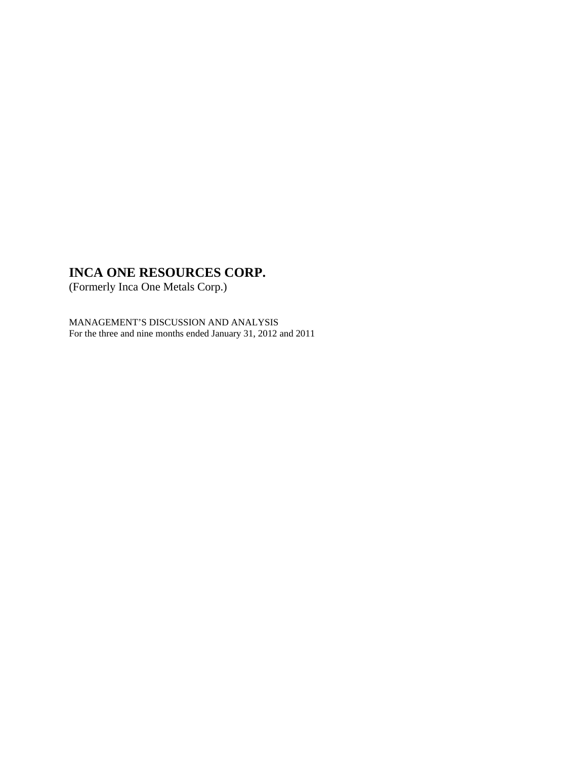# INCA ONE RESOURCES CORP.

(Formerly Inca One Metals Corp.)

MANAGEMENT'S DISCUSSION AND ANALYSIS
For the three and nine months ended January 31, 2012 and 2011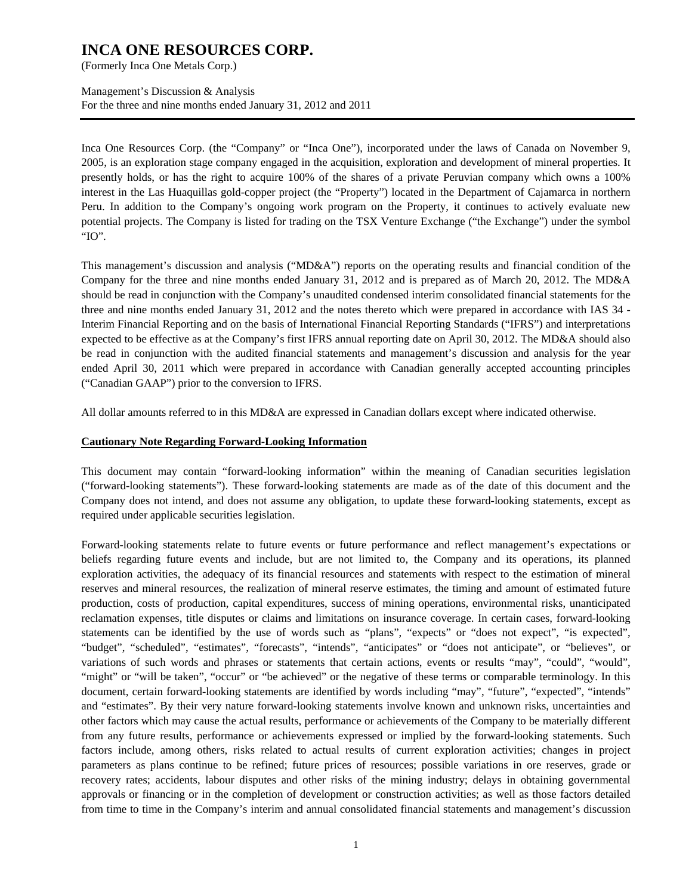# INCA ONE RESOURCES CORP.

(Formerly Inca One Metals Corp.)

Management's Discussion & Analysis
For the three and nine months ended January 31, 2012 and 2011

Inca One Resources Corp. (the "Company" or "Inca One"), incorporated under the laws of Canada on November 9, 2005, is an exploration stage company engaged in the acquisition, exploration and development of mineral properties. It presently holds, or has the right to acquire 100% of the shares of a private Peruvian company which owns a 100% interest in the Las Huaquillas gold-copper project (the "Property") located in the Department of Cajamarca in northern Peru. In addition to the Company's ongoing work program on the Property, it continues to actively evaluate new potential projects. The Company is listed for trading on the TSX Venture Exchange ("the Exchange") under the symbol "IO".

This management's discussion and analysis ("MD&A") reports on the operating results and financial condition of the Company for the three and nine months ended January 31, 2012 and is prepared as of March 20, 2012. The MD&A should be read in conjunction with the Company's unaudited condensed interim consolidated financial statements for the three and nine months ended January 31, 2012 and the notes thereto which were prepared in accordance with IAS 34 - Interim Financial Reporting and on the basis of International Financial Reporting Standards ("IFRS") and interpretations expected to be effective as at the Company's first IFRS annual reporting date on April 30, 2012. The MD&A should also be read in conjunction with the audited financial statements and management's discussion and analysis for the year ended April 30, 2011 which were prepared in accordance with Canadian generally accepted accounting principles ("Canadian GAAP") prior to the conversion to IFRS.

All dollar amounts referred to in this MD&A are expressed in Canadian dollars except where indicated otherwise.

**Cautionary Note Regarding Forward-Looking Information**

This document may contain "forward-looking information" within the meaning of Canadian securities legislation ("forward-looking statements"). These forward-looking statements are made as of the date of this document and the Company does not intend, and does not assume any obligation, to update these forward-looking statements, except as required under applicable securities legislation.

Forward-looking statements relate to future events or future performance and reflect management's expectations or beliefs regarding future events and include, but are not limited to, the Company and its operations, its planned exploration activities, the adequacy of its financial resources and statements with respect to the estimation of mineral reserves and mineral resources, the realization of mineral reserve estimates, the timing and amount of estimated future production, costs of production, capital expenditures, success of mining operations, environmental risks, unanticipated reclamation expenses, title disputes or claims and limitations on insurance coverage. In certain cases, forward-looking statements can be identified by the use of words such as "plans", "expects" or "does not expect", "is expected", "budget", "scheduled", "estimates", "forecasts", "intends", "anticipates" or "does not anticipate", or "believes", or variations of such words and phrases or statements that certain actions, events or results "may", "could", "would", "might" or "will be taken", "occur" or "be achieved" or the negative of these terms or comparable terminology. In this document, certain forward-looking statements are identified by words including "may", "future", "expected", "intends" and "estimates". By their very nature forward-looking statements involve known and unknown risks, uncertainties and other factors which may cause the actual results, performance or achievements of the Company to be materially different from any future results, performance or achievements expressed or implied by the forward-looking statements. Such factors include, among others, risks related to actual results of current exploration activities; changes in project parameters as plans continue to be refined; future prices of resources; possible variations in ore reserves, grade or recovery rates; accidents, labour disputes and other risks of the mining industry; delays in obtaining governmental approvals or financing or in the completion of development or construction activities; as well as those factors detailed from time to time in the Company's interim and annual consolidated financial statements and management's discussion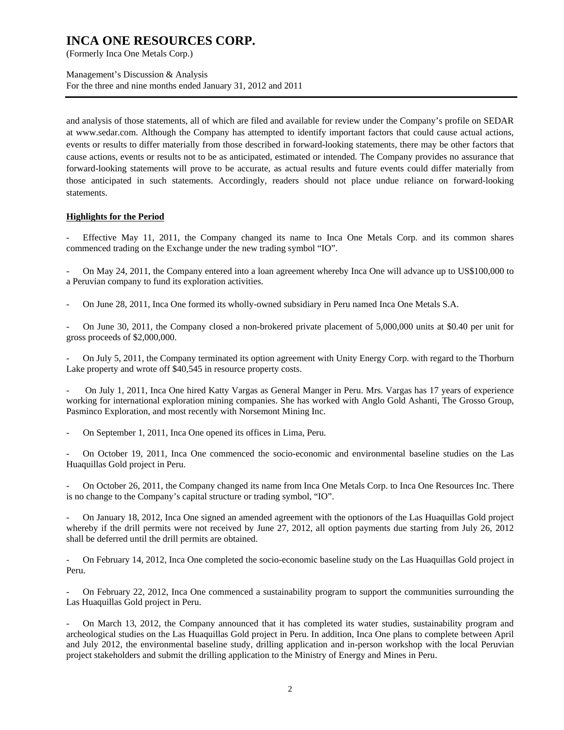and analysis of those statements, all of which are filed and available for review under the Company's profile on SEDAR at www.sedar.com. Although the Company has attempted to identify important factors that could cause actual actions, events or results to differ materially from those described in forward-looking statements, there may be other factors that cause actions, events or results not to be as anticipated, estimated or intended. The Company provides no assurance that forward-looking statements will prove to be accurate, as actual results and future events could differ materially from those anticipated in such statements. Accordingly, readers should not place undue reliance on forward-looking statements.

**Highlights for the Period**

- Effective May 11, 2011, the Company changed its name to Inca One Metals Corp. and its common shares commenced trading on the Exchange under the new trading symbol "IO".

- On May 24, 2011, the Company entered into a loan agreement whereby Inca One will advance up to US$100,000 to a Peruvian company to fund its exploration activities.

- On June 28, 2011, Inca One formed its wholly-owned subsidiary in Peru named Inca One Metals S.A.

- On June 30, 2011, the Company closed a non-brokered private placement of 5,000,000 units at $0.40 per unit for gross proceeds of $2,000,000.

- On July 5, 2011, the Company terminated its option agreement with Unity Energy Corp. with regard to the Thorburn Lake property and wrote off $40,545 in resource property costs.

- On July 1, 2011, Inca One hired Katty Vargas as General Manger in Peru. Mrs. Vargas has 17 years of experience working for international exploration mining companies. She has worked with Anglo Gold Ashanti, The Grosso Group, Pasminco Exploration, and most recently with Norsemont Mining Inc.

- On September 1, 2011, Inca One opened its offices in Lima, Peru.

- On October 19, 2011, Inca One commenced the socio-economic and environmental baseline studies on the Las Huaquillas Gold project in Peru.

- On October 26, 2011, the Company changed its name from Inca One Metals Corp. to Inca One Resources Inc. There is no change to the Company's capital structure or trading symbol, "IO".

- On January 18, 2012, Inca One signed an amended agreement with the optionors of the Las Huaquillas Gold project whereby if the drill permits were not received by June 27, 2012, all option payments due starting from July 26, 2012 shall be deferred until the drill permits are obtained.

- On February 14, 2012, Inca One completed the socio-economic baseline study on the Las Huaquillas Gold project in Peru.

- On February 22, 2012, Inca One commenced a sustainability program to support the communities surrounding the Las Huaquillas Gold project in Peru.

- On March 13, 2012, the Company announced that it has completed its water studies, sustainability program and archeological studies on the Las Huaquillas Gold project in Peru. In addition, Inca One plans to complete between April and July 2012, the environmental baseline study, drilling application and in-person workshop with the local Peruvian project stakeholders and submit the drilling application to the Ministry of Energy and Mines in Peru.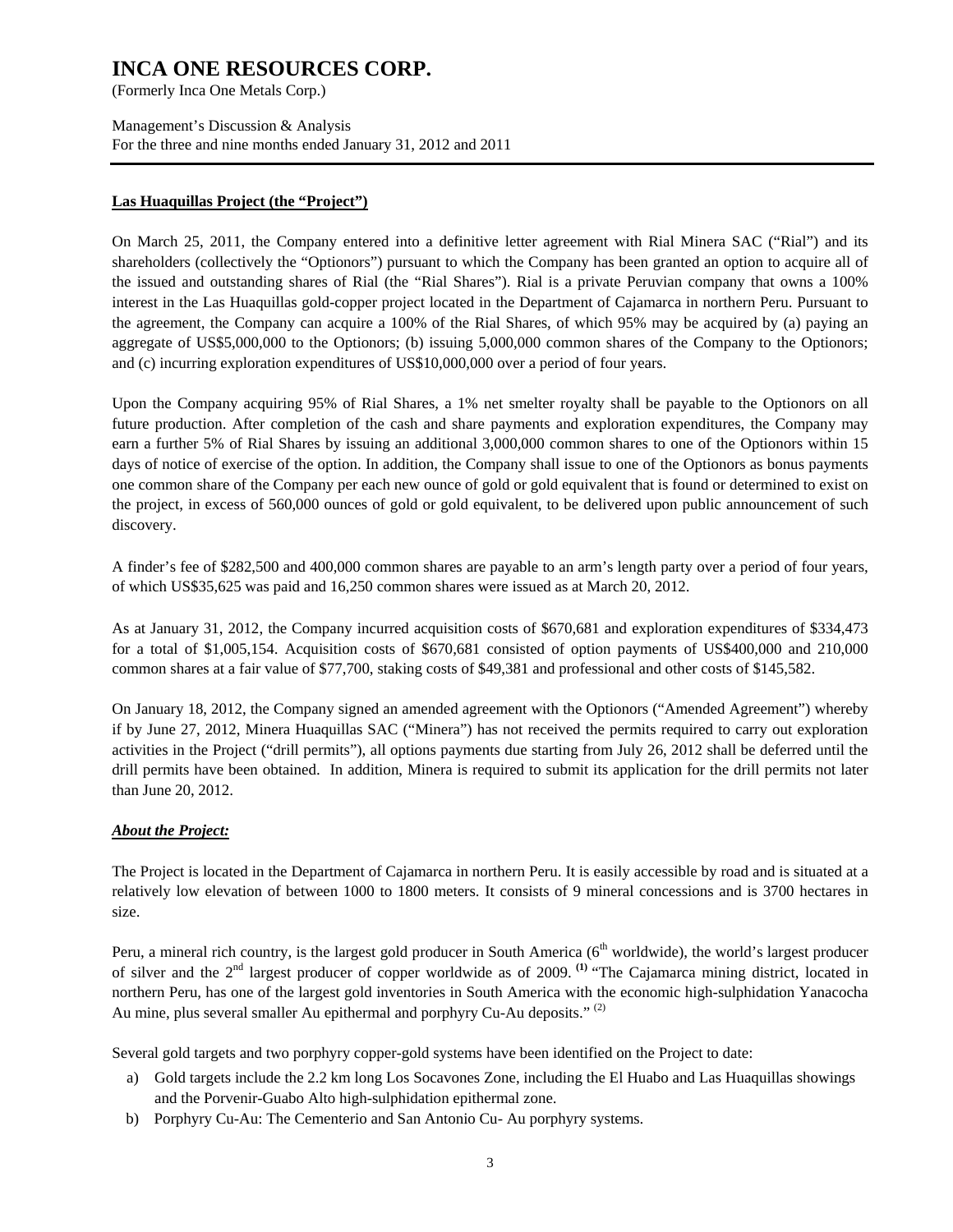### Las Huaquillas Project (the "Project")

On March 25, 2011, the Company entered into a definitive letter agreement with Rial Minera SAC ("Rial") and its shareholders (collectively the "Optionors") pursuant to which the Company has been granted an option to acquire all of the issued and outstanding shares of Rial (the "Rial Shares"). Rial is a private Peruvian company that owns a 100% interest in the Las Huaquillas gold-copper project located in the Department of Cajamarca in northern Peru. Pursuant to the agreement, the Company can acquire a 100% of the Rial Shares, of which 95% may be acquired by (a) paying an aggregate of US$5,000,000 to the Optionors; (b) issuing 5,000,000 common shares of the Company to the Optionors; and (c) incurring exploration expenditures of US$10,000,000 over a period of four years.

Upon the Company acquiring 95% of Rial Shares, a 1% net smelter royalty shall be payable to the Optionors on all future production. After completion of the cash and share payments and exploration expenditures, the Company may earn a further 5% of Rial Shares by issuing an additional 3,000,000 common shares to one of the Optionors within 15 days of notice of exercise of the option. In addition, the Company shall issue to one of the Optionors as bonus payments one common share of the Company per each new ounce of gold or gold equivalent that is found or determined to exist on the project, in excess of 560,000 ounces of gold or gold equivalent, to be delivered upon public announcement of such discovery.

A finder's fee of $282,500 and 400,000 common shares are payable to an arm's length party over a period of four years, of which US$35,625 was paid and 16,250 common shares were issued as at March 20, 2012.

As at January 31, 2012, the Company incurred acquisition costs of $670,681 and exploration expenditures of $334,473 for a total of $1,005,154. Acquisition costs of $670,681 consisted of option payments of US$400,000 and 210,000 common shares at a fair value of $77,700, staking costs of $49,381 and professional and other costs of $145,582.

On January 18, 2012, the Company signed an amended agreement with the Optionors ("Amended Agreement") whereby if by June 27, 2012, Minera Huaquillas SAC ("Minera") has not received the permits required to carry out exploration activities in the Project ("drill permits"), all options payments due starting from July 26, 2012 shall be deferred until the drill permits have been obtained. In addition, Minera is required to submit its application for the drill permits not later than June 20, 2012.

#### ***About the Project:***

The Project is located in the Department of Cajamarca in northern Peru. It is easily accessible by road and is situated at a relatively low elevation of between 1000 to 1800 meters. It consists of 9 mineral concessions and is 3700 hectares in size.

Peru, a mineral rich country, is the largest gold producer in South America (6th worldwide), the world's largest producer of silver and the 2nd largest producer of copper worldwide as of 2009. **[1]** "The Cajamarca mining district, located in northern Peru, has one of the largest gold inventories in South America with the economic high-sulphidation Yanacocha Au mine, plus several smaller Au epithermal and porphyry Cu-Au deposits." [2]

Several gold targets and two porphyry copper-gold systems have been identified on the Project to date:

a) Gold targets include the 2.2 km long Los Socavones Zone, including the El Huabo and Las Huaquillas showings and the Porvenir-Guabo Alto high-sulphidation epithermal zone.
b) Porphyry Cu-Au: The Cementerio and San Antonio Cu- Au porphyry systems.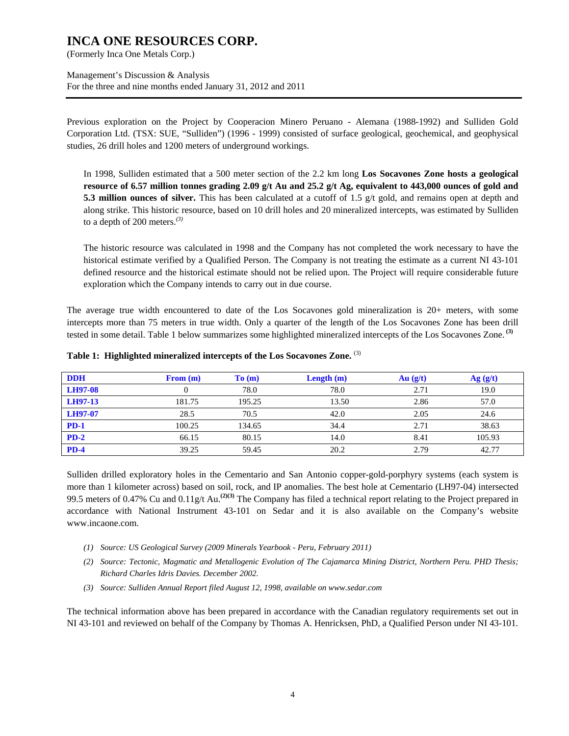Previous exploration on the Project by Cooperacion Minero Peruano - Alemana (1988-1992) and Sulliden Gold Corporation Ltd. (TSX: SUE, "Sulliden") (1996 - 1999) consisted of surface geological, geochemical, and geophysical studies, 26 drill holes and 1200 meters of underground workings.

> In 1998, Sulliden estimated that a 500 meter section of the 2.2 km long **Los Socavones Zone hosts a geological resource of 6.57 million tonnes grading 2.09 g/t Au and 25.2 g/t Ag, equivalent to 443,000 ounces of gold and 5.3 million ounces of silver.** This has been calculated at a cutoff of 1.5 g/t gold, and remains open at depth and along strike. This historic resource, based on 10 drill holes and 20 mineralized intercepts, was estimated by Sulliden to a depth of 200 meters.*(3)*
>
> The historic resource was calculated in 1998 and the Company has not completed the work necessary to have the historical estimate verified by a Qualified Person. The Company is not treating the estimate as a current NI 43-101 defined resource and the historical estimate should not be relied upon. The Project will require considerable future exploration which the Company intends to carry out in due course.

The average true width encountered to date of the Los Socavones gold mineralization is 20+ meters, with some intercepts more than 75 meters in true width. Only a quarter of the length of the Los Socavones Zone has been drill tested in some detail. Table 1 below summarizes some highlighted mineralized intercepts of the Los Socavones Zone. **(3)**

**Table 1: Highlighted mineralized intercepts of the Los Socavones Zone.** (3)

| DDH | From (m) | To (m) | Length (m) | Au (g/t) | Ag (g/t) |
|---|---|---|---|---|---|
| LH97-08 | 0 | 78.0 | 78.0 | 2.71 | 19.0 |
| LH97-13 | 181.75 | 195.25 | 13.50 | 2.86 | 57.0 |
| LH97-07 | 28.5 | 70.5 | 42.0 | 2.05 | 24.6 |
| PD-1 | 100.25 | 134.65 | 34.4 | 2.71 | 38.63 |
| PD-2 | 66.15 | 80.15 | 14.0 | 8.41 | 105.93 |
| PD-4 | 39.25 | 59.45 | 20.2 | 2.79 | 42.77 |

Sulliden drilled exploratory holes in the Cementario and San Antonio copper-gold-porphyry systems (each system is more than 1 kilometer across) based on soil, rock, and IP anomalies. The best hole at Cementario (LH97-04) intersected 99.5 meters of 0.47% Cu and 0.11g/t Au.**(2)(3)** The Company has filed a technical report relating to the Project prepared in accordance with National Instrument 43-101 on Sedar and it is also available on the Company's website www.incaone.com.

- *(1) Source: US Geological Survey (2009 Minerals Yearbook - Peru, February 2011)*
- *(2) Source: Tectonic, Magmatic and Metallogenic Evolution of The Cajamarca Mining District, Northern Peru. PHD Thesis; Richard Charles Idris Davies. December 2002.*
- *(3) Source: Sulliden Annual Report filed August 12, 1998, available on www.sedar.com*

The technical information above has been prepared in accordance with the Canadian regulatory requirements set out in NI 43-101 and reviewed on behalf of the Company by Thomas A. Henricksen, PhD, a Qualified Person under NI 43-101.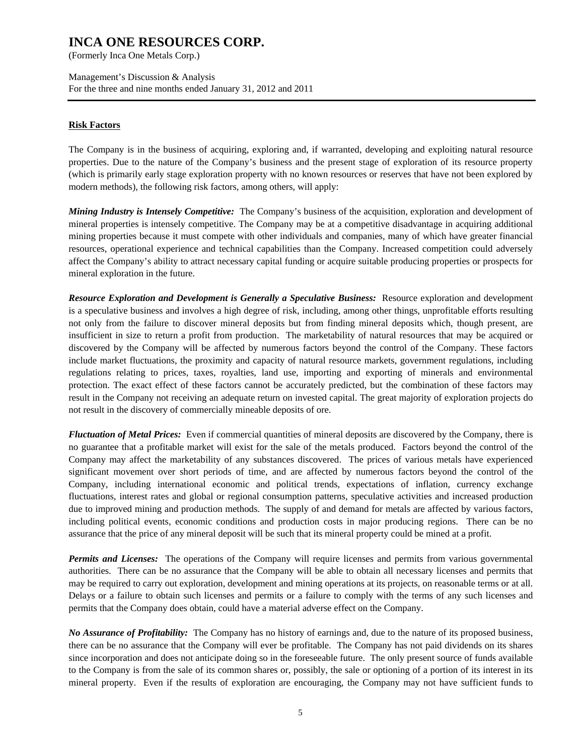## Risk Factors

The Company is in the business of acquiring, exploring and, if warranted, developing and exploiting natural resource properties. Due to the nature of the Company's business and the present stage of exploration of its resource property (which is primarily early stage exploration property with no known resources or reserves that have not been explored by modern methods), the following risk factors, among others, will apply:

***Mining Industry is Intensely Competitive:*** The Company's business of the acquisition, exploration and development of mineral properties is intensely competitive. The Company may be at a competitive disadvantage in acquiring additional mining properties because it must compete with other individuals and companies, many of which have greater financial resources, operational experience and technical capabilities than the Company. Increased competition could adversely affect the Company's ability to attract necessary capital funding or acquire suitable producing properties or prospects for mineral exploration in the future.

***Resource Exploration and Development is Generally a Speculative Business:*** Resource exploration and development is a speculative business and involves a high degree of risk, including, among other things, unprofitable efforts resulting not only from the failure to discover mineral deposits but from finding mineral deposits which, though present, are insufficient in size to return a profit from production. The marketability of natural resources that may be acquired or discovered by the Company will be affected by numerous factors beyond the control of the Company. These factors include market fluctuations, the proximity and capacity of natural resource markets, government regulations, including regulations relating to prices, taxes, royalties, land use, importing and exporting of minerals and environmental protection. The exact effect of these factors cannot be accurately predicted, but the combination of these factors may result in the Company not receiving an adequate return on invested capital. The great majority of exploration projects do not result in the discovery of commercially mineable deposits of ore.

***Fluctuation of Metal Prices:*** Even if commercial quantities of mineral deposits are discovered by the Company, there is no guarantee that a profitable market will exist for the sale of the metals produced. Factors beyond the control of the Company may affect the marketability of any substances discovered. The prices of various metals have experienced significant movement over short periods of time, and are affected by numerous factors beyond the control of the Company, including international economic and political trends, expectations of inflation, currency exchange fluctuations, interest rates and global or regional consumption patterns, speculative activities and increased production due to improved mining and production methods. The supply of and demand for metals are affected by various factors, including political events, economic conditions and production costs in major producing regions. There can be no assurance that the price of any mineral deposit will be such that its mineral property could be mined at a profit.

***Permits and Licenses:*** The operations of the Company will require licenses and permits from various governmental authorities. There can be no assurance that the Company will be able to obtain all necessary licenses and permits that may be required to carry out exploration, development and mining operations at its projects, on reasonable terms or at all. Delays or a failure to obtain such licenses and permits or a failure to comply with the terms of any such licenses and permits that the Company does obtain, could have a material adverse effect on the Company.

***No Assurance of Profitability:*** The Company has no history of earnings and, due to the nature of its proposed business, there can be no assurance that the Company will ever be profitable. The Company has not paid dividends on its shares since incorporation and does not anticipate doing so in the foreseeable future. The only present source of funds available to the Company is from the sale of its common shares or, possibly, the sale or optioning of a portion of its interest in its mineral property. Even if the results of exploration are encouraging, the Company may not have sufficient funds to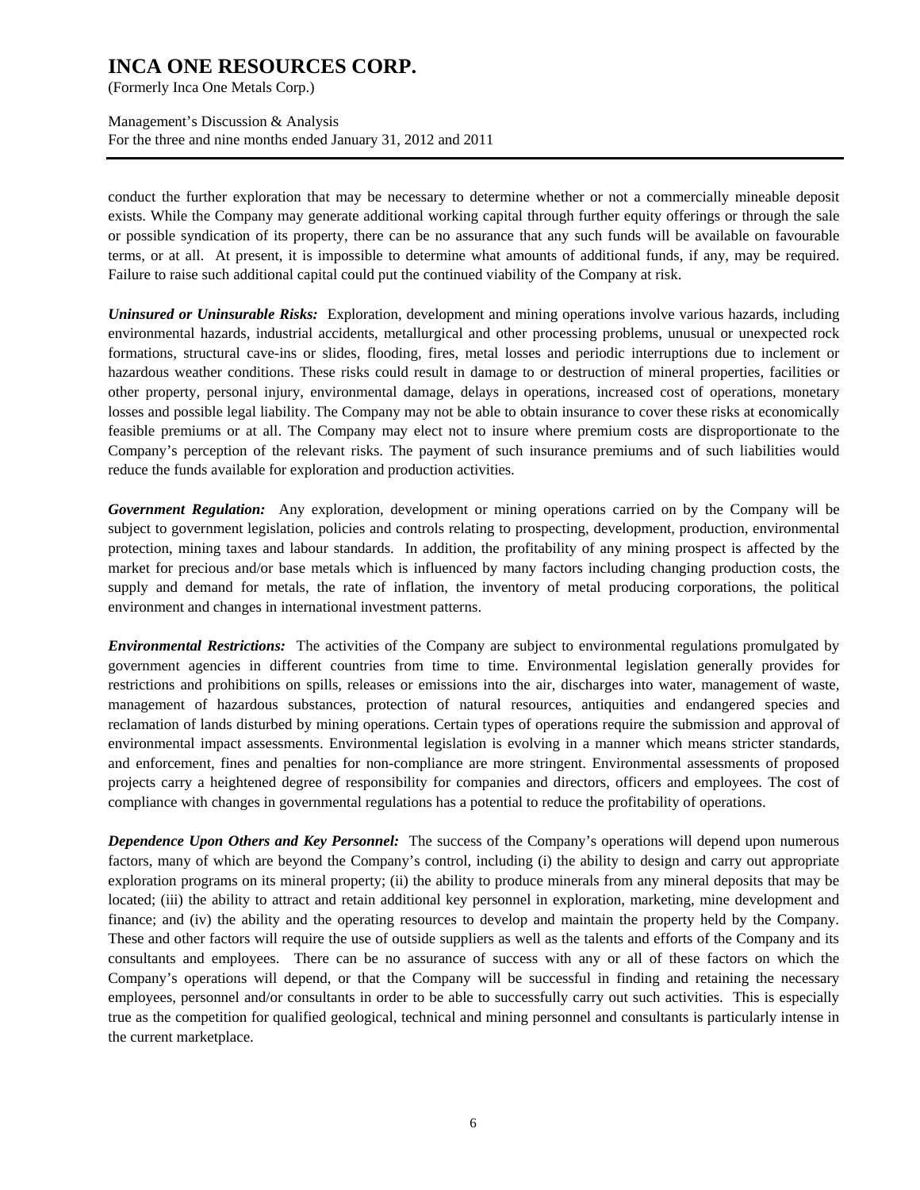conduct the further exploration that may be necessary to determine whether or not a commercially mineable deposit exists. While the Company may generate additional working capital through further equity offerings or through the sale or possible syndication of its property, there can be no assurance that any such funds will be available on favourable terms, or at all. At present, it is impossible to determine what amounts of additional funds, if any, may be required. Failure to raise such additional capital could put the continued viability of the Company at risk.

***Uninsured or Uninsurable Risks:*** Exploration, development and mining operations involve various hazards, including environmental hazards, industrial accidents, metallurgical and other processing problems, unusual or unexpected rock formations, structural cave-ins or slides, flooding, fires, metal losses and periodic interruptions due to inclement or hazardous weather conditions. These risks could result in damage to or destruction of mineral properties, facilities or other property, personal injury, environmental damage, delays in operations, increased cost of operations, monetary losses and possible legal liability. The Company may not be able to obtain insurance to cover these risks at economically feasible premiums or at all. The Company may elect not to insure where premium costs are disproportionate to the Company's perception of the relevant risks. The payment of such insurance premiums and of such liabilities would reduce the funds available for exploration and production activities.

***Government Regulation:*** Any exploration, development or mining operations carried on by the Company will be subject to government legislation, policies and controls relating to prospecting, development, production, environmental protection, mining taxes and labour standards. In addition, the profitability of any mining prospect is affected by the market for precious and/or base metals which is influenced by many factors including changing production costs, the supply and demand for metals, the rate of inflation, the inventory of metal producing corporations, the political environment and changes in international investment patterns.

***Environmental Restrictions:*** The activities of the Company are subject to environmental regulations promulgated by government agencies in different countries from time to time. Environmental legislation generally provides for restrictions and prohibitions on spills, releases or emissions into the air, discharges into water, management of waste, management of hazardous substances, protection of natural resources, antiquities and endangered species and reclamation of lands disturbed by mining operations. Certain types of operations require the submission and approval of environmental impact assessments. Environmental legislation is evolving in a manner which means stricter standards, and enforcement, fines and penalties for non-compliance are more stringent. Environmental assessments of proposed projects carry a heightened degree of responsibility for companies and directors, officers and employees. The cost of compliance with changes in governmental regulations has a potential to reduce the profitability of operations.

***Dependence Upon Others and Key Personnel:*** The success of the Company's operations will depend upon numerous factors, many of which are beyond the Company's control, including (i) the ability to design and carry out appropriate exploration programs on its mineral property; (ii) the ability to produce minerals from any mineral deposits that may be located; (iii) the ability to attract and retain additional key personnel in exploration, marketing, mine development and finance; and (iv) the ability and the operating resources to develop and maintain the property held by the Company. These and other factors will require the use of outside suppliers as well as the talents and efforts of the Company and its consultants and employees. There can be no assurance of success with any or all of these factors on which the Company's operations will depend, or that the Company will be successful in finding and retaining the necessary employees, personnel and/or consultants in order to be able to successfully carry out such activities. This is especially true as the competition for qualified geological, technical and mining personnel and consultants is particularly intense in the current marketplace.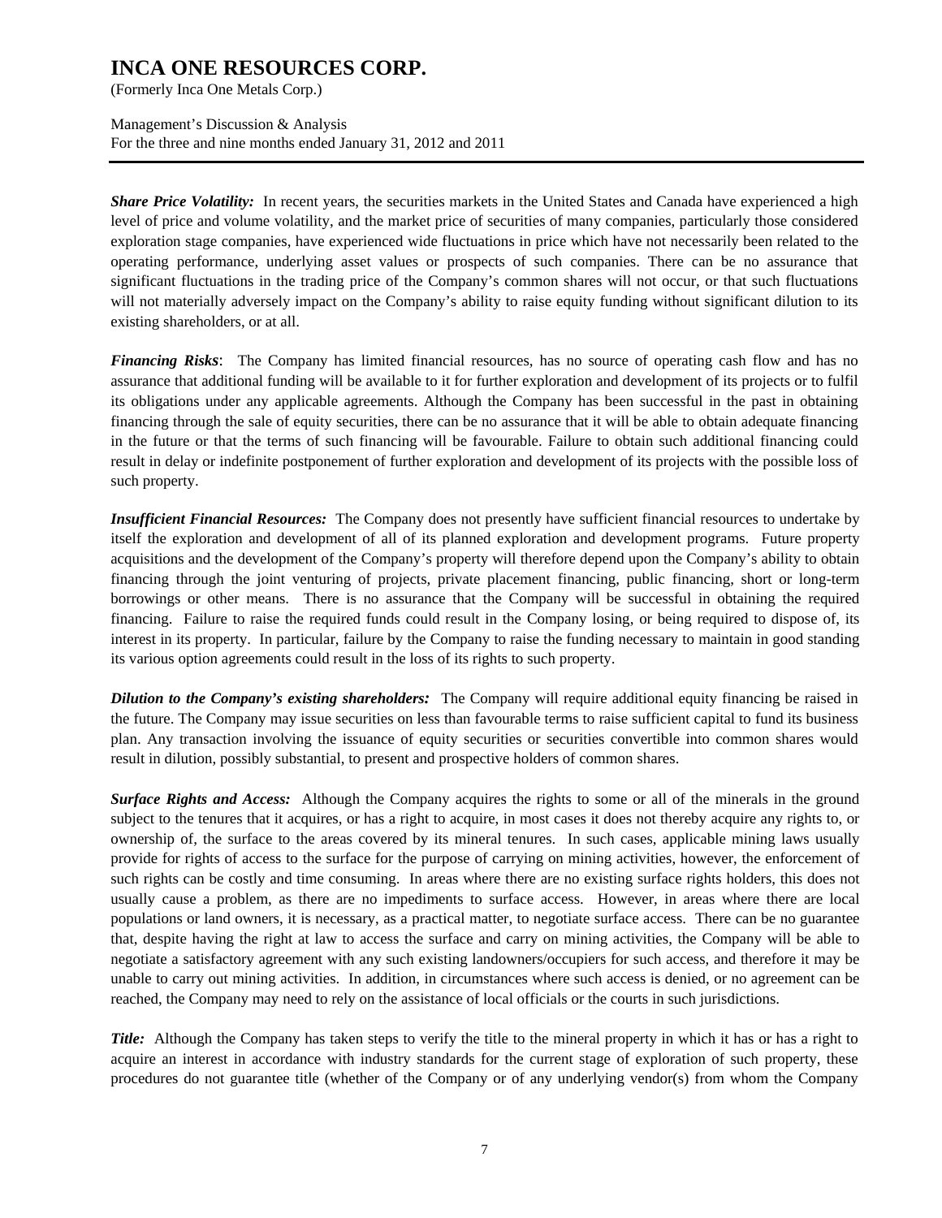***Share Price Volatility:*** In recent years, the securities markets in the United States and Canada have experienced a high level of price and volume volatility, and the market price of securities of many companies, particularly those considered exploration stage companies, have experienced wide fluctuations in price which have not necessarily been related to the operating performance, underlying asset values or prospects of such companies. There can be no assurance that significant fluctuations in the trading price of the Company's common shares will not occur, or that such fluctuations will not materially adversely impact on the Company's ability to raise equity funding without significant dilution to its existing shareholders, or at all.

***Financing Risks***: The Company has limited financial resources, has no source of operating cash flow and has no assurance that additional funding will be available to it for further exploration and development of its projects or to fulfil its obligations under any applicable agreements. Although the Company has been successful in the past in obtaining financing through the sale of equity securities, there can be no assurance that it will be able to obtain adequate financing in the future or that the terms of such financing will be favourable. Failure to obtain such additional financing could result in delay or indefinite postponement of further exploration and development of its projects with the possible loss of such property.

***Insufficient Financial Resources:*** The Company does not presently have sufficient financial resources to undertake by itself the exploration and development of all of its planned exploration and development programs. Future property acquisitions and the development of the Company's property will therefore depend upon the Company's ability to obtain financing through the joint venturing of projects, private placement financing, public financing, short or long-term borrowings or other means. There is no assurance that the Company will be successful in obtaining the required financing. Failure to raise the required funds could result in the Company losing, or being required to dispose of, its interest in its property. In particular, failure by the Company to raise the funding necessary to maintain in good standing its various option agreements could result in the loss of its rights to such property.

***Dilution to the Company's existing shareholders:*** The Company will require additional equity financing be raised in the future. The Company may issue securities on less than favourable terms to raise sufficient capital to fund its business plan. Any transaction involving the issuance of equity securities or securities convertible into common shares would result in dilution, possibly substantial, to present and prospective holders of common shares.

***Surface Rights and Access:*** Although the Company acquires the rights to some or all of the minerals in the ground subject to the tenures that it acquires, or has a right to acquire, in most cases it does not thereby acquire any rights to, or ownership of, the surface to the areas covered by its mineral tenures. In such cases, applicable mining laws usually provide for rights of access to the surface for the purpose of carrying on mining activities, however, the enforcement of such rights can be costly and time consuming. In areas where there are no existing surface rights holders, this does not usually cause a problem, as there are no impediments to surface access. However, in areas where there are local populations or land owners, it is necessary, as a practical matter, to negotiate surface access. There can be no guarantee that, despite having the right at law to access the surface and carry on mining activities, the Company will be able to negotiate a satisfactory agreement with any such existing landowners/occupiers for such access, and therefore it may be unable to carry out mining activities. In addition, in circumstances where such access is denied, or no agreement can be reached, the Company may need to rely on the assistance of local officials or the courts in such jurisdictions.

***Title:*** Although the Company has taken steps to verify the title to the mineral property in which it has or has a right to acquire an interest in accordance with industry standards for the current stage of exploration of such property, these procedures do not guarantee title (whether of the Company or of any underlying vendor(s) from whom the Company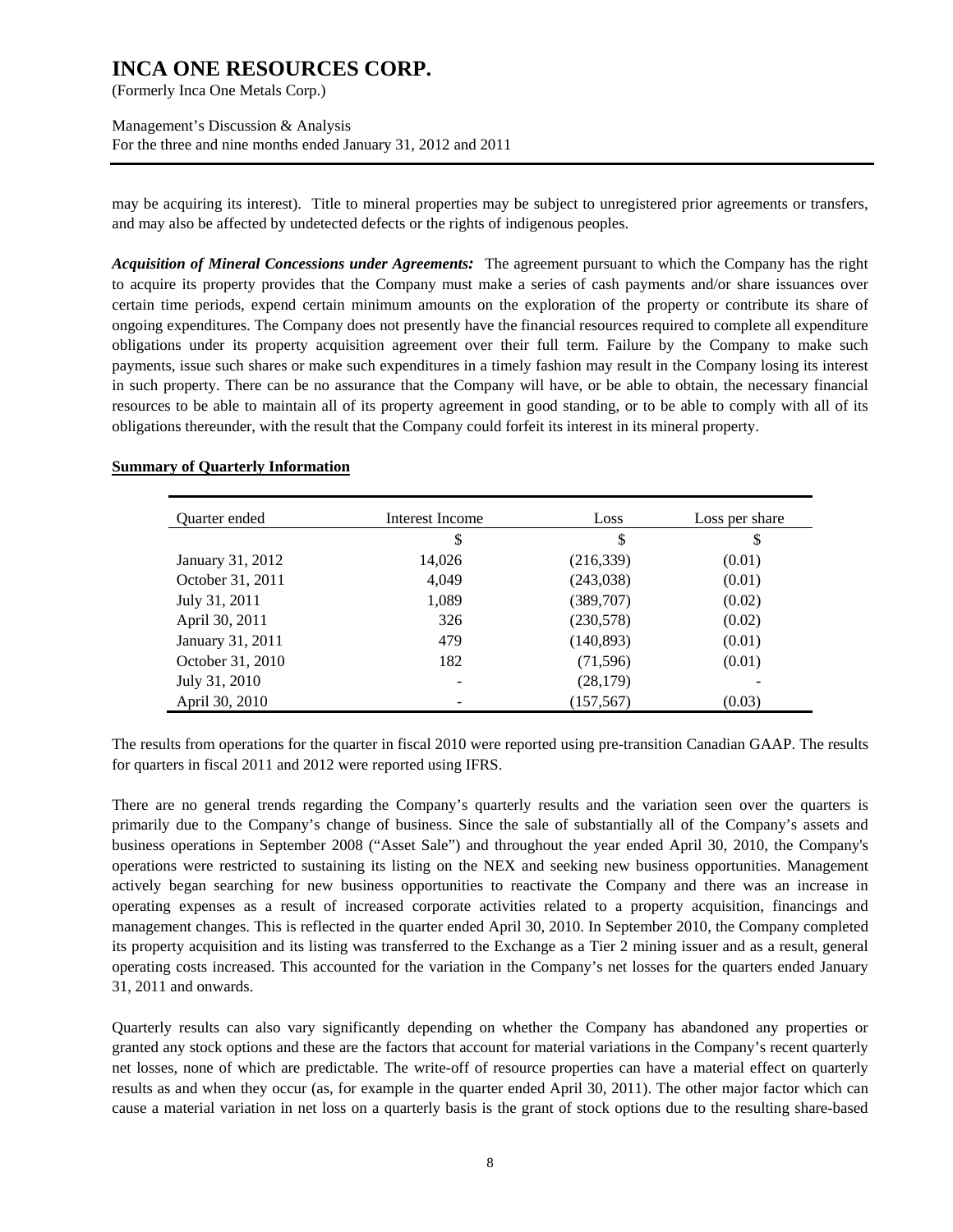may be acquiring its interest). Title to mineral properties may be subject to unregistered prior agreements or transfers, and may also be affected by undetected defects or the rights of indigenous peoples.

***Acquisition of Mineral Concessions under Agreements:*** The agreement pursuant to which the Company has the right to acquire its property provides that the Company must make a series of cash payments and/or share issuances over certain time periods, expend certain minimum amounts on the exploration of the property or contribute its share of ongoing expenditures. The Company does not presently have the financial resources required to complete all expenditure obligations under its property acquisition agreement over their full term. Failure by the Company to make such payments, issue such shares or make such expenditures in a timely fashion may result in the Company losing its interest in such property. There can be no assurance that the Company will have, or be able to obtain, the necessary financial resources to be able to maintain all of its property agreement in good standing, or to be able to comply with all of its obligations thereunder, with the result that the Company could forfeit its interest in its mineral property.

**Summary of Quarterly Information**

| Quarter ended | Interest Income | Loss | Loss per share |
|---|---|---|---|
| | $ | $ | $ |
| January 31, 2012 | 14,026 | (216,339) | (0.01) |
| October 31, 2011 | 4,049 | (243,038) | (0.01) |
| July 31, 2011 | 1,089 | (389,707) | (0.02) |
| April 30, 2011 | 326 | (230,578) | (0.02) |
| January 31, 2011 | 479 | (140,893) | (0.01) |
| October 31, 2010 | 182 | (71,596) | (0.01) |
| July 31, 2010 | - | (28,179) | - |
| April 30, 2010 | - | (157,567) | (0.03) |

The results from operations for the quarter in fiscal 2010 were reported using pre-transition Canadian GAAP. The results for quarters in fiscal 2011 and 2012 were reported using IFRS.

There are no general trends regarding the Company's quarterly results and the variation seen over the quarters is primarily due to the Company's change of business. Since the sale of substantially all of the Company's assets and business operations in September 2008 ("Asset Sale") and throughout the year ended April 30, 2010, the Company's operations were restricted to sustaining its listing on the NEX and seeking new business opportunities. Management actively began searching for new business opportunities to reactivate the Company and there was an increase in operating expenses as a result of increased corporate activities related to a property acquisition, financings and management changes. This is reflected in the quarter ended April 30, 2010. In September 2010, the Company completed its property acquisition and its listing was transferred to the Exchange as a Tier 2 mining issuer and as a result, general operating costs increased. This accounted for the variation in the Company's net losses for the quarters ended January 31, 2011 and onwards.

Quarterly results can also vary significantly depending on whether the Company has abandoned any properties or granted any stock options and these are the factors that account for material variations in the Company's recent quarterly net losses, none of which are predictable. The write-off of resource properties can have a material effect on quarterly results as and when they occur (as, for example in the quarter ended April 30, 2011). The other major factor which can cause a material variation in net loss on a quarterly basis is the grant of stock options due to the resulting share-based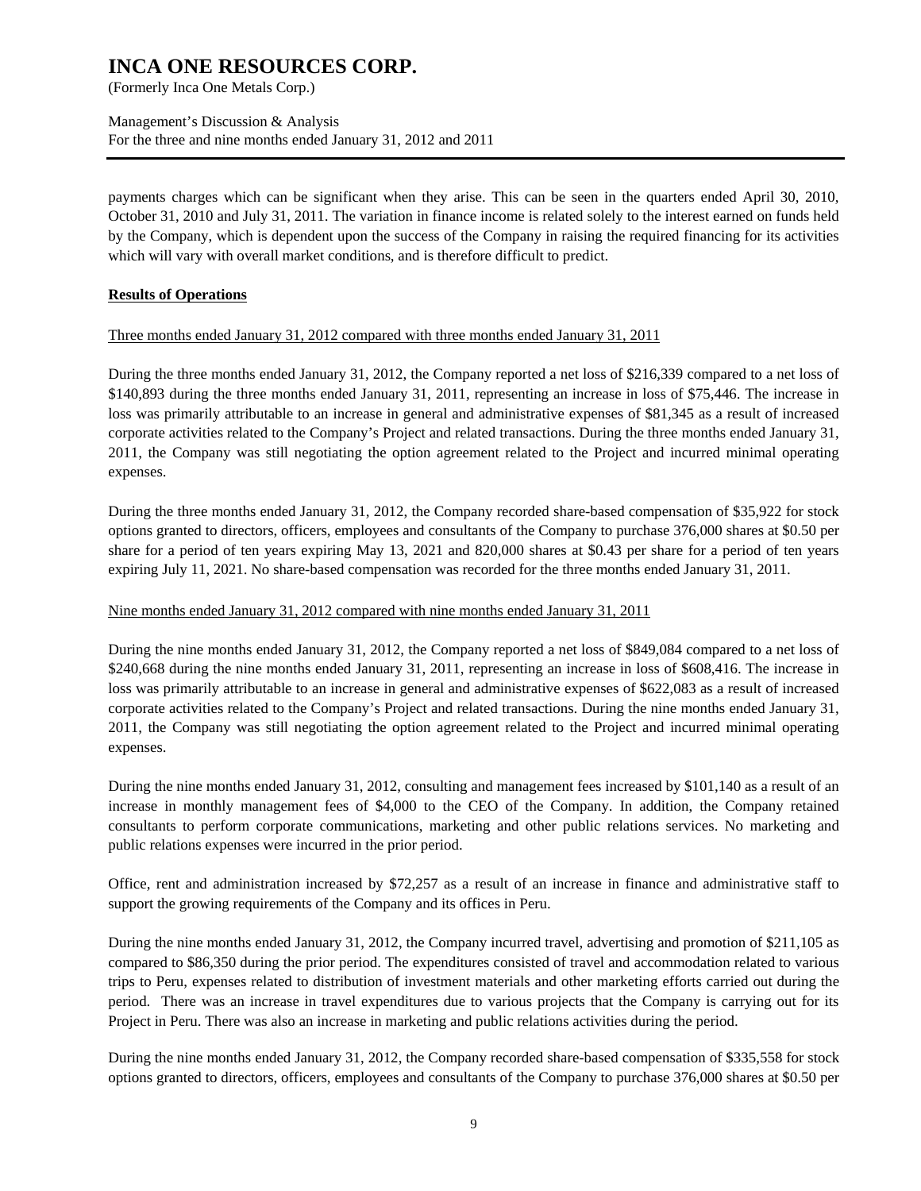payments charges which can be significant when they arise. This can be seen in the quarters ended April 30, 2010, October 31, 2010 and July 31, 2011. The variation in finance income is related solely to the interest earned on funds held by the Company, which is dependent upon the success of the Company in raising the required financing for its activities which will vary with overall market conditions, and is therefore difficult to predict.

## Results of Operations

Three months ended January 31, 2012 compared with three months ended January 31, 2011

During the three months ended January 31, 2012, the Company reported a net loss of $216,339 compared to a net loss of $140,893 during the three months ended January 31, 2011, representing an increase in loss of $75,446. The increase in loss was primarily attributable to an increase in general and administrative expenses of $81,345 as a result of increased corporate activities related to the Company's Project and related transactions. During the three months ended January 31, 2011, the Company was still negotiating the option agreement related to the Project and incurred minimal operating expenses.

During the three months ended January 31, 2012, the Company recorded share-based compensation of $35,922 for stock options granted to directors, officers, employees and consultants of the Company to purchase 376,000 shares at $0.50 per share for a period of ten years expiring May 13, 2021 and 820,000 shares at $0.43 per share for a period of ten years expiring July 11, 2021. No share-based compensation was recorded for the three months ended January 31, 2011.

Nine months ended January 31, 2012 compared with nine months ended January 31, 2011

During the nine months ended January 31, 2012, the Company reported a net loss of $849,084 compared to a net loss of $240,668 during the nine months ended January 31, 2011, representing an increase in loss of $608,416. The increase in loss was primarily attributable to an increase in general and administrative expenses of $622,083 as a result of increased corporate activities related to the Company's Project and related transactions. During the nine months ended January 31, 2011, the Company was still negotiating the option agreement related to the Project and incurred minimal operating expenses.

During the nine months ended January 31, 2012, consulting and management fees increased by $101,140 as a result of an increase in monthly management fees of $4,000 to the CEO of the Company. In addition, the Company retained consultants to perform corporate communications, marketing and other public relations services. No marketing and public relations expenses were incurred in the prior period.

Office, rent and administration increased by $72,257 as a result of an increase in finance and administrative staff to support the growing requirements of the Company and its offices in Peru.

During the nine months ended January 31, 2012, the Company incurred travel, advertising and promotion of $211,105 as compared to $86,350 during the prior period. The expenditures consisted of travel and accommodation related to various trips to Peru, expenses related to distribution of investment materials and other marketing efforts carried out during the period. There was an increase in travel expenditures due to various projects that the Company is carrying out for its Project in Peru. There was also an increase in marketing and public relations activities during the period.

During the nine months ended January 31, 2012, the Company recorded share-based compensation of $335,558 for stock options granted to directors, officers, employees and consultants of the Company to purchase 376,000 shares at $0.50 per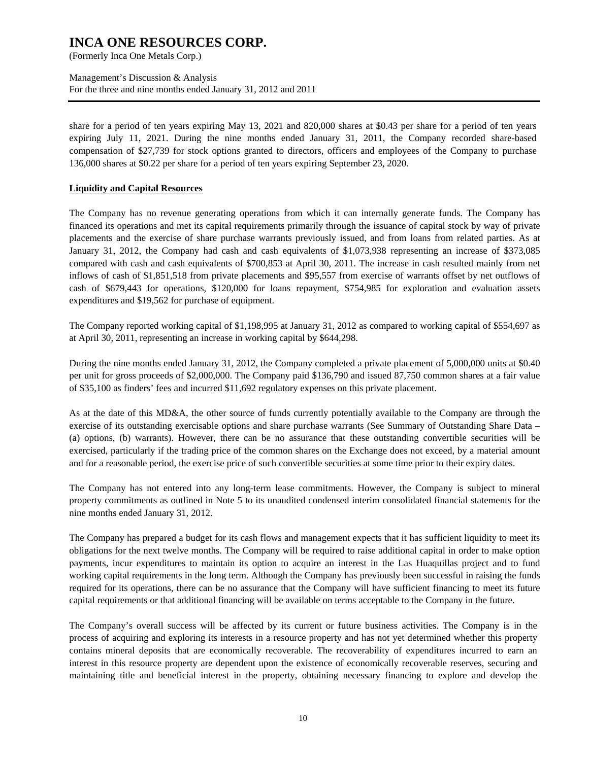share for a period of ten years expiring May 13, 2021 and 820,000 shares at $0.43 per share for a period of ten years expiring July 11, 2021. During the nine months ended January 31, 2011, the Company recorded share-based compensation of $27,739 for stock options granted to directors, officers and employees of the Company to purchase 136,000 shares at $0.22 per share for a period of ten years expiring September 23, 2020.

**Liquidity and Capital Resources**

The Company has no revenue generating operations from which it can internally generate funds. The Company has financed its operations and met its capital requirements primarily through the issuance of capital stock by way of private placements and the exercise of share purchase warrants previously issued, and from loans from related parties. As at January 31, 2012, the Company had cash and cash equivalents of $1,073,938 representing an increase of $373,085 compared with cash and cash equivalents of $700,853 at April 30, 2011. The increase in cash resulted mainly from net inflows of cash of $1,851,518 from private placements and $95,557 from exercise of warrants offset by net outflows of cash of $679,443 for operations, $120,000 for loans repayment, $754,985 for exploration and evaluation assets expenditures and $19,562 for purchase of equipment.

The Company reported working capital of $1,198,995 at January 31, 2012 as compared to working capital of $554,697 as at April 30, 2011, representing an increase in working capital by $644,298.

During the nine months ended January 31, 2012, the Company completed a private placement of 5,000,000 units at $0.40 per unit for gross proceeds of $2,000,000. The Company paid $136,790 and issued 87,750 common shares at a fair value of $35,100 as finders' fees and incurred $11,692 regulatory expenses on this private placement.

As at the date of this MD&A, the other source of funds currently potentially available to the Company are through the exercise of its outstanding exercisable options and share purchase warrants (See Summary of Outstanding Share Data – (a) options, (b) warrants). However, there can be no assurance that these outstanding convertible securities will be exercised, particularly if the trading price of the common shares on the Exchange does not exceed, by a material amount and for a reasonable period, the exercise price of such convertible securities at some time prior to their expiry dates.

The Company has not entered into any long-term lease commitments. However, the Company is subject to mineral property commitments as outlined in Note 5 to its unaudited condensed interim consolidated financial statements for the nine months ended January 31, 2012.

The Company has prepared a budget for its cash flows and management expects that it has sufficient liquidity to meet its obligations for the next twelve months. The Company will be required to raise additional capital in order to make option payments, incur expenditures to maintain its option to acquire an interest in the Las Huaquillas project and to fund working capital requirements in the long term. Although the Company has previously been successful in raising the funds required for its operations, there can be no assurance that the Company will have sufficient financing to meet its future capital requirements or that additional financing will be available on terms acceptable to the Company in the future.

The Company's overall success will be affected by its current or future business activities. The Company is in the process of acquiring and exploring its interests in a resource property and has not yet determined whether this property contains mineral deposits that are economically recoverable. The recoverability of expenditures incurred to earn an interest in this resource property are dependent upon the existence of economically recoverable reserves, securing and maintaining title and beneficial interest in the property, obtaining necessary financing to explore and develop the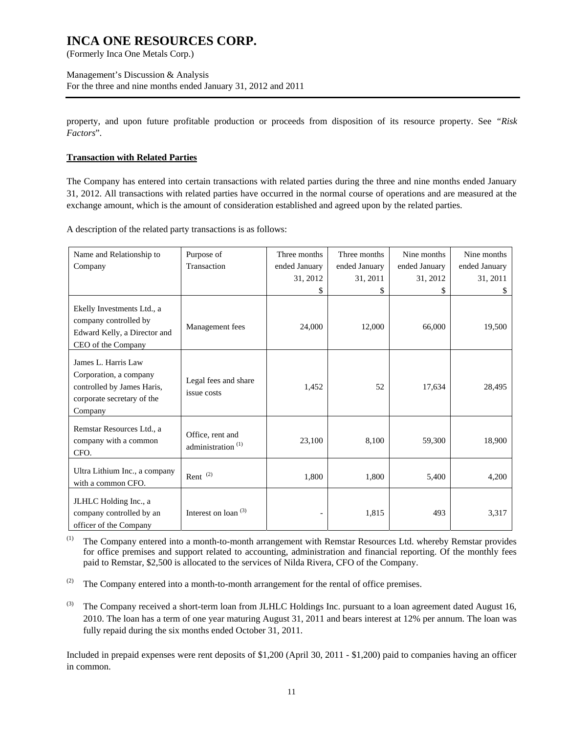property, and upon future profitable production or proceeds from disposition of its resource property. See "*Risk Factors*".

**Transaction with Related Parties**

The Company has entered into certain transactions with related parties during the three and nine months ended January 31, 2012. All transactions with related parties have occurred in the normal course of operations and are measured at the exchange amount, which is the amount of consideration established and agreed upon by the related parties.

A description of the related party transactions is as follows:

| Name and Relationship to Company | Purpose of Transaction | Three months ended January 31, 2012 $ | Three months ended January 31, 2011 $ | Nine months ended January 31, 2012 $ | Nine months ended January 31, 2011 $ |
|---|---|---|---|---|---|
| Ekelly Investments Ltd., a company controlled by Edward Kelly, a Director and CEO of the Company | Management fees | 24,000 | 12,000 | 66,000 | 19,500 |
| James L. Harris Law Corporation, a company controlled by James Haris, corporate secretary of the Company | Legal fees and share issue costs | 1,452 | 52 | 17,634 | 28,495 |
| Remstar Resources Ltd., a company with a common CFO. | Office, rent and administration [(1)] | 23,100 | 8,100 | 59,300 | 18,900 |
| Ultra Lithium Inc., a company with a common CFO. | Rent [(2)] | 1,800 | 1,800 | 5,400 | 4,200 |
| JLHLC Holding Inc., a company controlled by an officer of the Company | Interest on loan [(3)] | - | 1,815 | 493 | 3,317 |

(1) The Company entered into a month-to-month arrangement with Remstar Resources Ltd. whereby Remstar provides for office premises and support related to accounting, administration and financial reporting. Of the monthly fees paid to Remstar, $2,500 is allocated to the services of Nilda Rivera, CFO of the Company.

(2) The Company entered into a month-to-month arrangement for the rental of office premises.

(3) The Company received a short-term loan from JLHLC Holdings Inc. pursuant to a loan agreement dated August 16, 2010. The loan has a term of one year maturing August 31, 2011 and bears interest at 12% per annum. The loan was fully repaid during the six months ended October 31, 2011.

Included in prepaid expenses were rent deposits of $1,200 (April 30, 2011 - $1,200) paid to companies having an officer in common.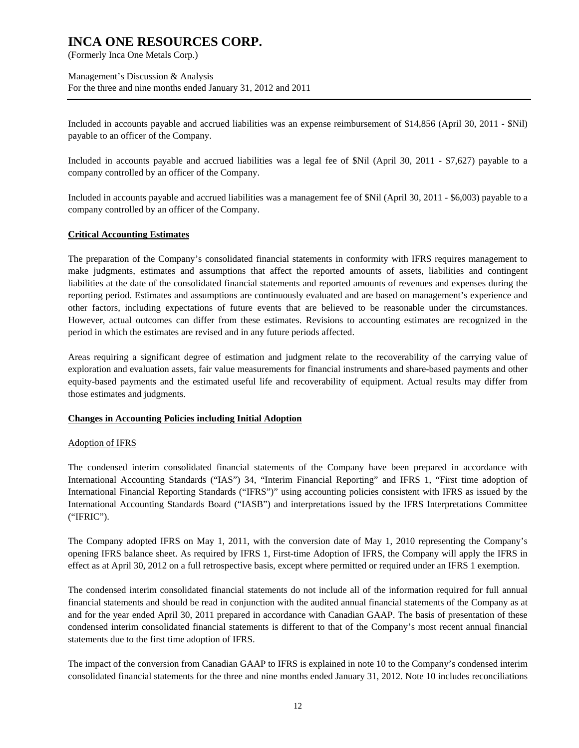Included in accounts payable and accrued liabilities was an expense reimbursement of $14,856 (April 30, 2011 - $Nil) payable to an officer of the Company.

Included in accounts payable and accrued liabilities was a legal fee of $Nil (April 30, 2011 - $7,627) payable to a company controlled by an officer of the Company.

Included in accounts payable and accrued liabilities was a management fee of $Nil (April 30, 2011 - $6,003) payable to a company controlled by an officer of the Company.

## Critical Accounting Estimates

The preparation of the Company's consolidated financial statements in conformity with IFRS requires management to make judgments, estimates and assumptions that affect the reported amounts of assets, liabilities and contingent liabilities at the date of the consolidated financial statements and reported amounts of revenues and expenses during the reporting period. Estimates and assumptions are continuously evaluated and are based on management's experience and other factors, including expectations of future events that are believed to be reasonable under the circumstances. However, actual outcomes can differ from these estimates. Revisions to accounting estimates are recognized in the period in which the estimates are revised and in any future periods affected.

Areas requiring a significant degree of estimation and judgment relate to the recoverability of the carrying value of exploration and evaluation assets, fair value measurements for financial instruments and share-based payments and other equity-based payments and the estimated useful life and recoverability of equipment. Actual results may differ from those estimates and judgments.

## Changes in Accounting Policies including Initial Adoption

### Adoption of IFRS

The condensed interim consolidated financial statements of the Company have been prepared in accordance with International Accounting Standards ("IAS") 34, "Interim Financial Reporting" and IFRS 1, "First time adoption of International Financial Reporting Standards ("IFRS")" using accounting policies consistent with IFRS as issued by the International Accounting Standards Board ("IASB") and interpretations issued by the IFRS Interpretations Committee ("IFRIC").

The Company adopted IFRS on May 1, 2011, with the conversion date of May 1, 2010 representing the Company's opening IFRS balance sheet. As required by IFRS 1, First-time Adoption of IFRS, the Company will apply the IFRS in effect as at April 30, 2012 on a full retrospective basis, except where permitted or required under an IFRS 1 exemption.

The condensed interim consolidated financial statements do not include all of the information required for full annual financial statements and should be read in conjunction with the audited annual financial statements of the Company as at and for the year ended April 30, 2011 prepared in accordance with Canadian GAAP. The basis of presentation of these condensed interim consolidated financial statements is different to that of the Company's most recent annual financial statements due to the first time adoption of IFRS.

The impact of the conversion from Canadian GAAP to IFRS is explained in note 10 to the Company's condensed interim consolidated financial statements for the three and nine months ended January 31, 2012. Note 10 includes reconciliations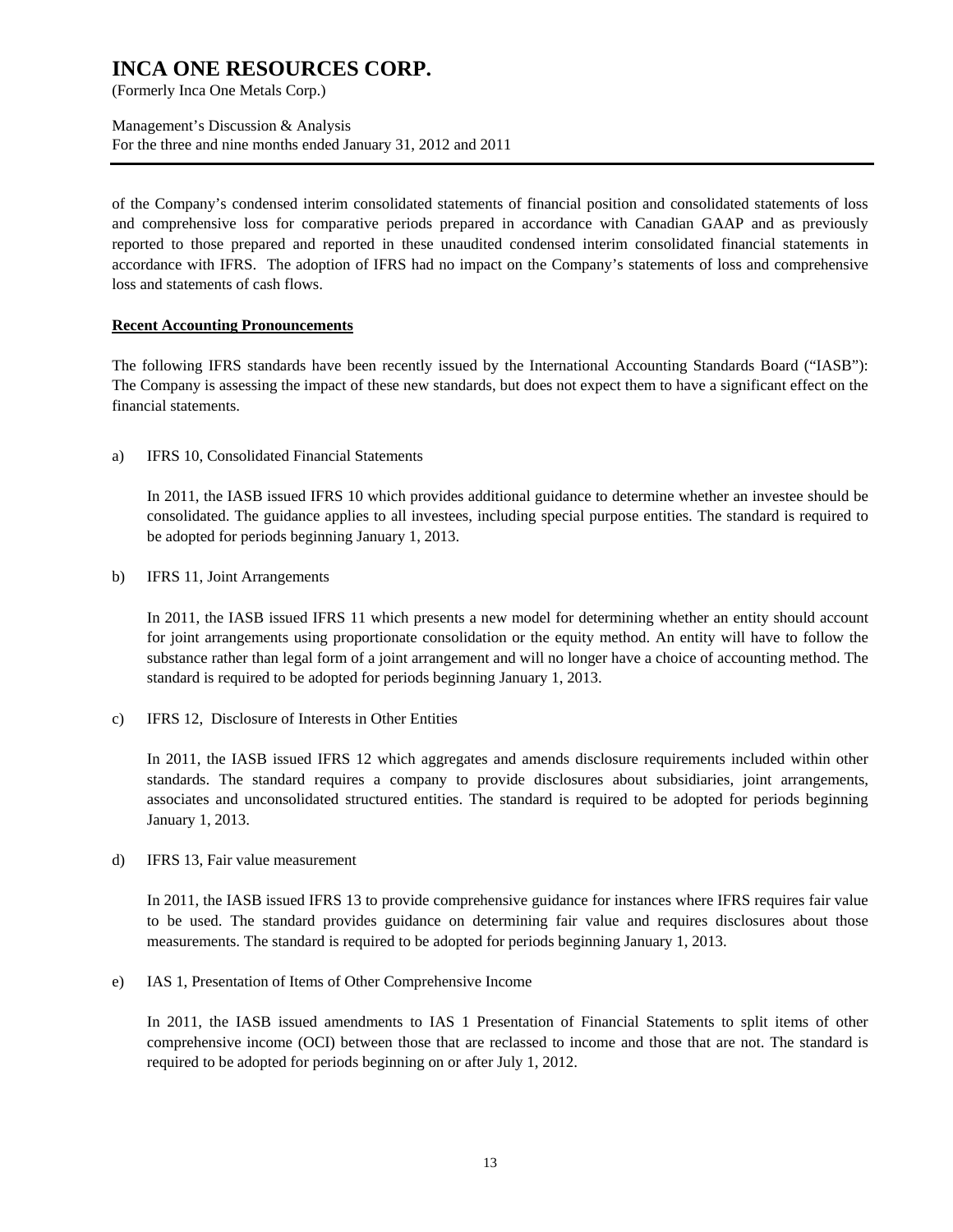of the Company's condensed interim consolidated statements of financial position and consolidated statements of loss and comprehensive loss for comparative periods prepared in accordance with Canadian GAAP and as previously reported to those prepared and reported in these unaudited condensed interim consolidated financial statements in accordance with IFRS. The adoption of IFRS had no impact on the Company's statements of loss and comprehensive loss and statements of cash flows.

**Recent Accounting Pronouncements**

The following IFRS standards have been recently issued by the International Accounting Standards Board ("IASB"): The Company is assessing the impact of these new standards, but does not expect them to have a significant effect on the financial statements.

a) IFRS 10, Consolidated Financial Statements

In 2011, the IASB issued IFRS 10 which provides additional guidance to determine whether an investee should be consolidated. The guidance applies to all investees, including special purpose entities. The standard is required to be adopted for periods beginning January 1, 2013.

b) IFRS 11, Joint Arrangements

In 2011, the IASB issued IFRS 11 which presents a new model for determining whether an entity should account for joint arrangements using proportionate consolidation or the equity method. An entity will have to follow the substance rather than legal form of a joint arrangement and will no longer have a choice of accounting method. The standard is required to be adopted for periods beginning January 1, 2013.

c) IFRS 12, Disclosure of Interests in Other Entities

In 2011, the IASB issued IFRS 12 which aggregates and amends disclosure requirements included within other standards. The standard requires a company to provide disclosures about subsidiaries, joint arrangements, associates and unconsolidated structured entities. The standard is required to be adopted for periods beginning January 1, 2013.

d) IFRS 13, Fair value measurement

In 2011, the IASB issued IFRS 13 to provide comprehensive guidance for instances where IFRS requires fair value to be used. The standard provides guidance on determining fair value and requires disclosures about those measurements. The standard is required to be adopted for periods beginning January 1, 2013.

e) IAS 1, Presentation of Items of Other Comprehensive Income

In 2011, the IASB issued amendments to IAS 1 Presentation of Financial Statements to split items of other comprehensive income (OCI) between those that are reclassed to income and those that are not. The standard is required to be adopted for periods beginning on or after July 1, 2012.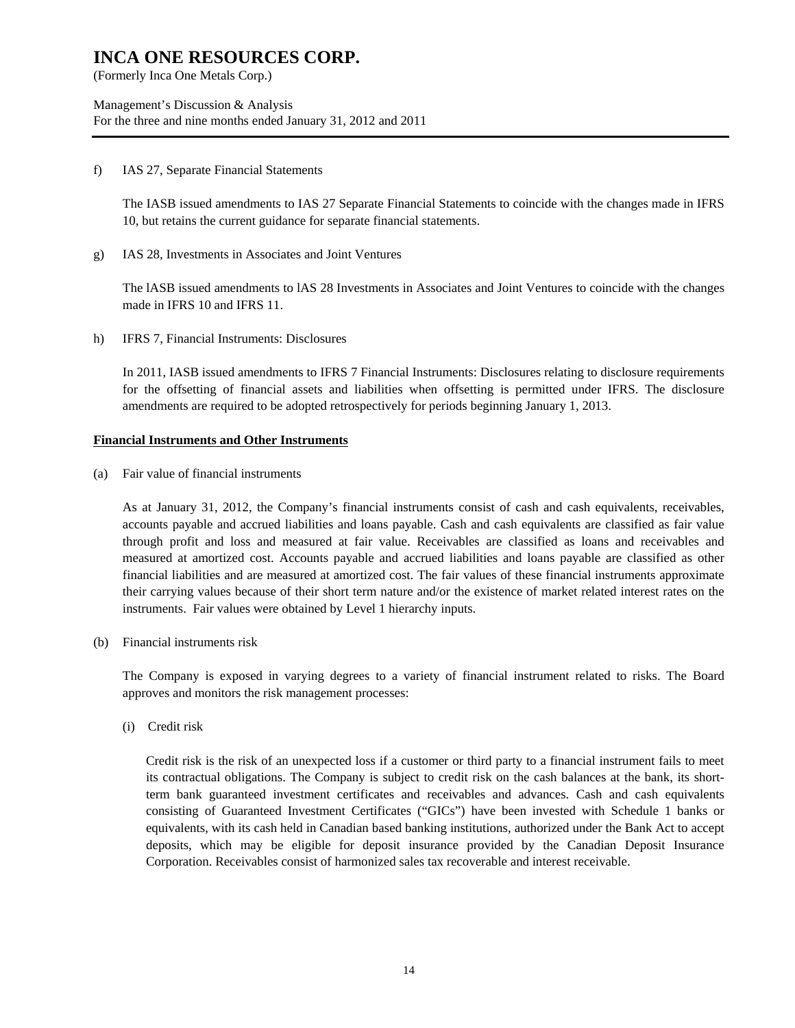f) IAS 27, Separate Financial Statements

The IASB issued amendments to IAS 27 Separate Financial Statements to coincide with the changes made in IFRS 10, but retains the current guidance for separate financial statements.

g) IAS 28, Investments in Associates and Joint Ventures

The lASB issued amendments to lAS 28 Investments in Associates and Joint Ventures to coincide with the changes made in IFRS 10 and IFRS 11.

h) IFRS 7, Financial Instruments: Disclosures

In 2011, IASB issued amendments to IFRS 7 Financial Instruments: Disclosures relating to disclosure requirements for the offsetting of financial assets and liabilities when offsetting is permitted under IFRS. The disclosure amendments are required to be adopted retrospectively for periods beginning January 1, 2013.

## Financial Instruments and Other Instruments

(a) Fair value of financial instruments

As at January 31, 2012, the Company's financial instruments consist of cash and cash equivalents, receivables, accounts payable and accrued liabilities and loans payable. Cash and cash equivalents are classified as fair value through profit and loss and measured at fair value. Receivables are classified as loans and receivables and measured at amortized cost. Accounts payable and accrued liabilities and loans payable are classified as other financial liabilities and are measured at amortized cost. The fair values of these financial instruments approximate their carrying values because of their short term nature and/or the existence of market related interest rates on the instruments. Fair values were obtained by Level 1 hierarchy inputs.

(b) Financial instruments risk

The Company is exposed in varying degrees to a variety of financial instrument related to risks. The Board approves and monitors the risk management processes:

(i) Credit risk

Credit risk is the risk of an unexpected loss if a customer or third party to a financial instrument fails to meet its contractual obligations. The Company is subject to credit risk on the cash balances at the bank, its short-term bank guaranteed investment certificates and receivables and advances. Cash and cash equivalents consisting of Guaranteed Investment Certificates ("GICs") have been invested with Schedule 1 banks or equivalents, with its cash held in Canadian based banking institutions, authorized under the Bank Act to accept deposits, which may be eligible for deposit insurance provided by the Canadian Deposit Insurance Corporation. Receivables consist of harmonized sales tax recoverable and interest receivable.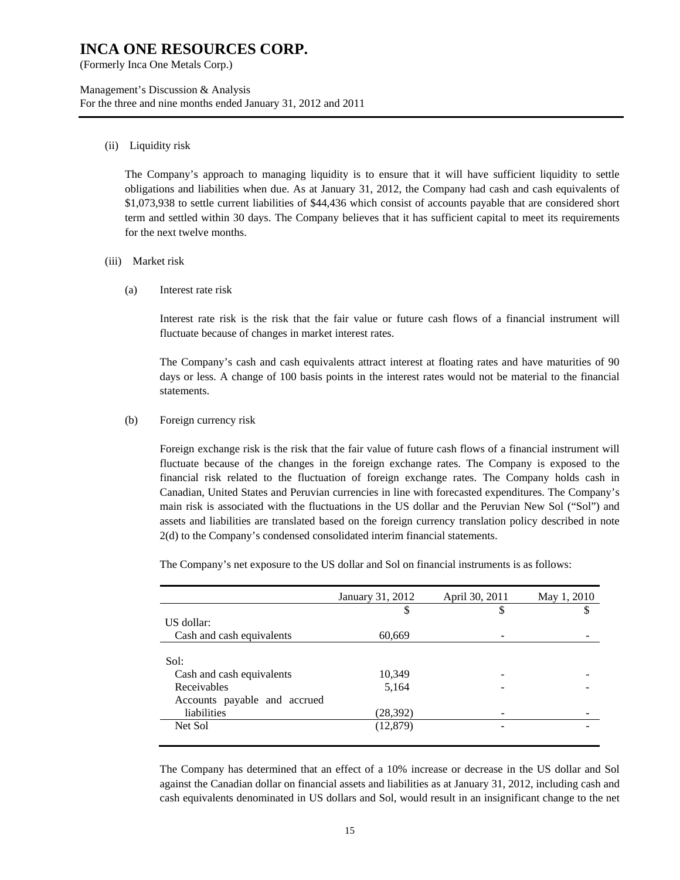(ii) Liquidity risk

The Company's approach to managing liquidity is to ensure that it will have sufficient liquidity to settle obligations and liabilities when due. As at January 31, 2012, the Company had cash and cash equivalents of $1,073,938 to settle current liabilities of $44,436 which consist of accounts payable that are considered short term and settled within 30 days. The Company believes that it has sufficient capital to meet its requirements for the next twelve months.

(iii) Market risk

(a) Interest rate risk

Interest rate risk is the risk that the fair value or future cash flows of a financial instrument will fluctuate because of changes in market interest rates.

The Company's cash and cash equivalents attract interest at floating rates and have maturities of 90 days or less. A change of 100 basis points in the interest rates would not be material to the financial statements.

(b) Foreign currency risk

Foreign exchange risk is the risk that the fair value of future cash flows of a financial instrument will fluctuate because of the changes in the foreign exchange rates. The Company is exposed to the financial risk related to the fluctuation of foreign exchange rates. The Company holds cash in Canadian, United States and Peruvian currencies in line with forecasted expenditures. The Company's main risk is associated with the fluctuations in the US dollar and the Peruvian New Sol ("Sol") and assets and liabilities are translated based on the foreign currency translation policy described in note 2(d) to the Company's condensed consolidated interim financial statements.

The Company's net exposure to the US dollar and Sol on financial instruments is as follows:

| | January 31, 2012 | April 30, 2011 | May 1, 2010 |
|---|---|---|---|
| | $ | $ | $ |
| US dollar: | | | |
| Cash and cash equivalents | 60,669 | - | - |
| Sol: | | | |
| Cash and cash equivalents | 10,349 | - | - |
| Receivables | 5,164 | - | - |
| Accounts payable and accrued liabilities | (28,392) | - | - |
| Net Sol | (12,879) | - | - |

The Company has determined that an effect of a 10% increase or decrease in the US dollar and Sol against the Canadian dollar on financial assets and liabilities as at January 31, 2012, including cash and cash equivalents denominated in US dollars and Sol, would result in an insignificant change to the net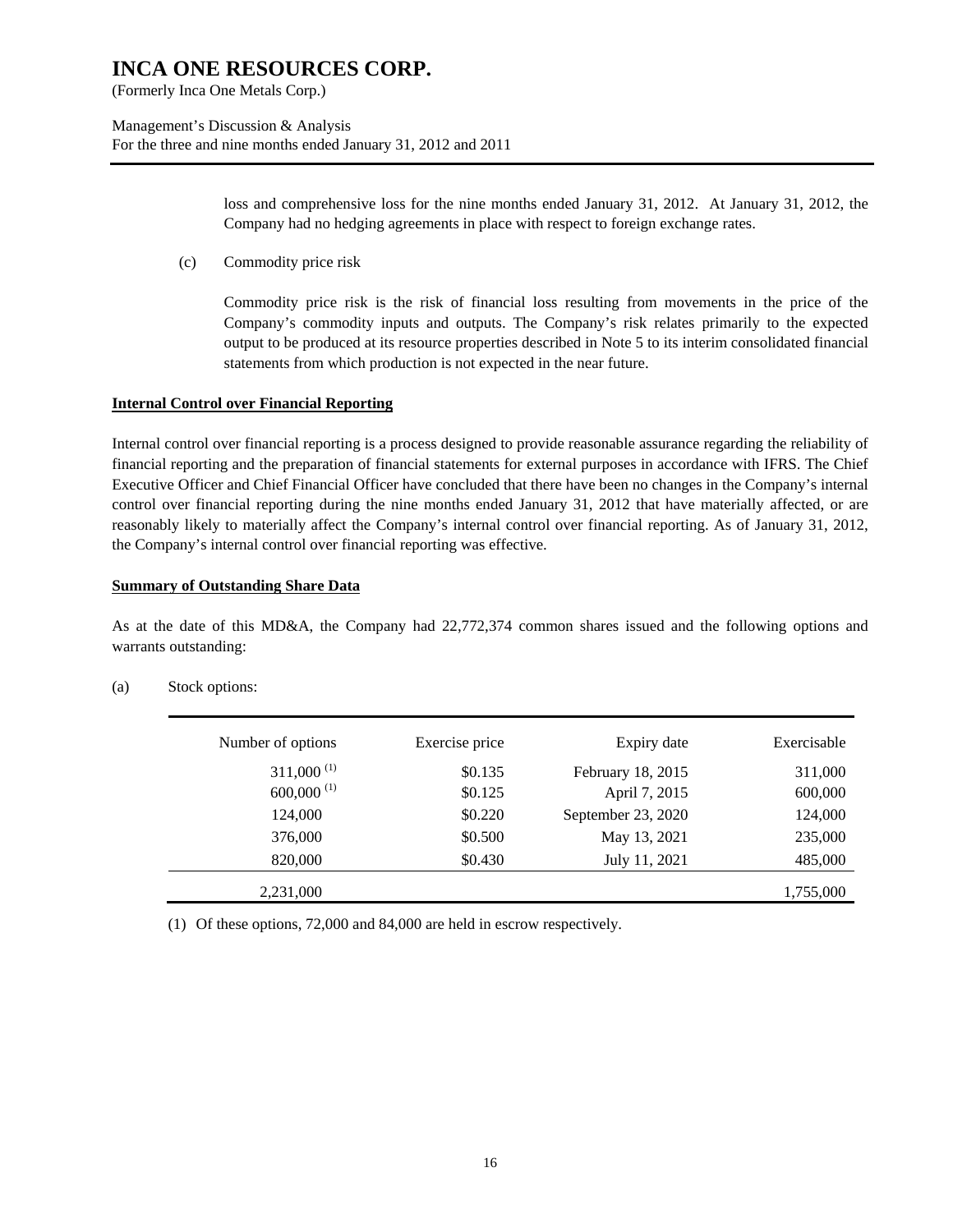loss and comprehensive loss for the nine months ended January 31, 2012. At January 31, 2012, the Company had no hedging agreements in place with respect to foreign exchange rates.

(c) Commodity price risk

Commodity price risk is the risk of financial loss resulting from movements in the price of the Company's commodity inputs and outputs. The Company's risk relates primarily to the expected output to be produced at its resource properties described in Note 5 to its interim consolidated financial statements from which production is not expected in the near future.

## Internal Control over Financial Reporting

Internal control over financial reporting is a process designed to provide reasonable assurance regarding the reliability of financial reporting and the preparation of financial statements for external purposes in accordance with IFRS. The Chief Executive Officer and Chief Financial Officer have concluded that there have been no changes in the Company's internal control over financial reporting during the nine months ended January 31, 2012 that have materially affected, or are reasonably likely to materially affect the Company's internal control over financial reporting. As of January 31, 2012, the Company's internal control over financial reporting was effective.

## Summary of Outstanding Share Data

As at the date of this MD&A, the Company had 22,772,374 common shares issued and the following options and warrants outstanding:

(a) Stock options:

| Number of options | Exercise price | Expiry date | Exercisable |
|---|---|---|---|
| 311,000 (1) | $0.135 | February 18, 2015 | 311,000 |
| 600,000 (1) | $0.125 | April 7, 2015 | 600,000 |
| 124,000 | $0.220 | September 23, 2020 | 124,000 |
| 376,000 | $0.500 | May 13, 2021 | 235,000 |
| 820,000 | $0.430 | July 11, 2021 | 485,000 |
| 2,231,000 | | | 1,755,000 |

(1) Of these options, 72,000 and 84,000 are held in escrow respectively.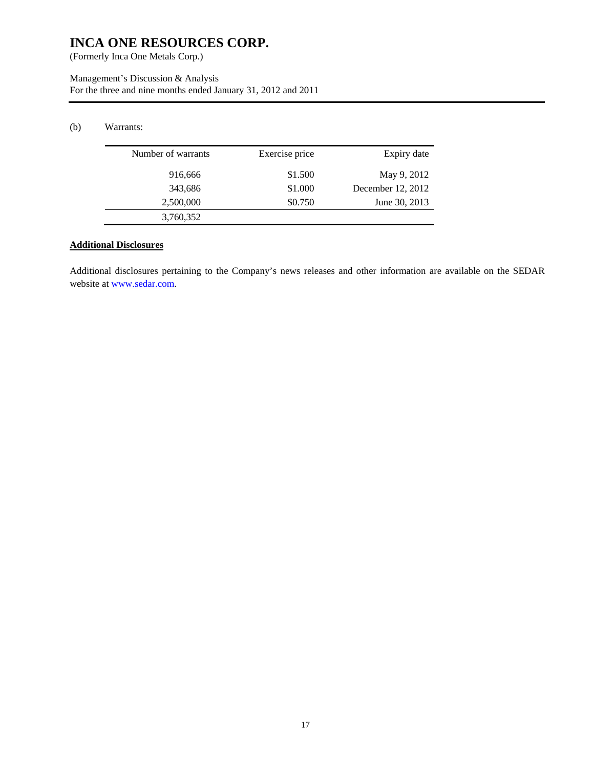(b) Warrants:

| Number of warrants | Exercise price | Expiry date |
|---|---|---|
| 916,666 | $1.500 | May 9, 2012 |
| 343,686 | $1.000 | December 12, 2012 |
| 2,500,000 | $0.750 | June 30, 2013 |
| 3,760,352 | | |

**Additional Disclosures**

Additional disclosures pertaining to the Company's news releases and other information are available on the SEDAR website at www.sedar.com.